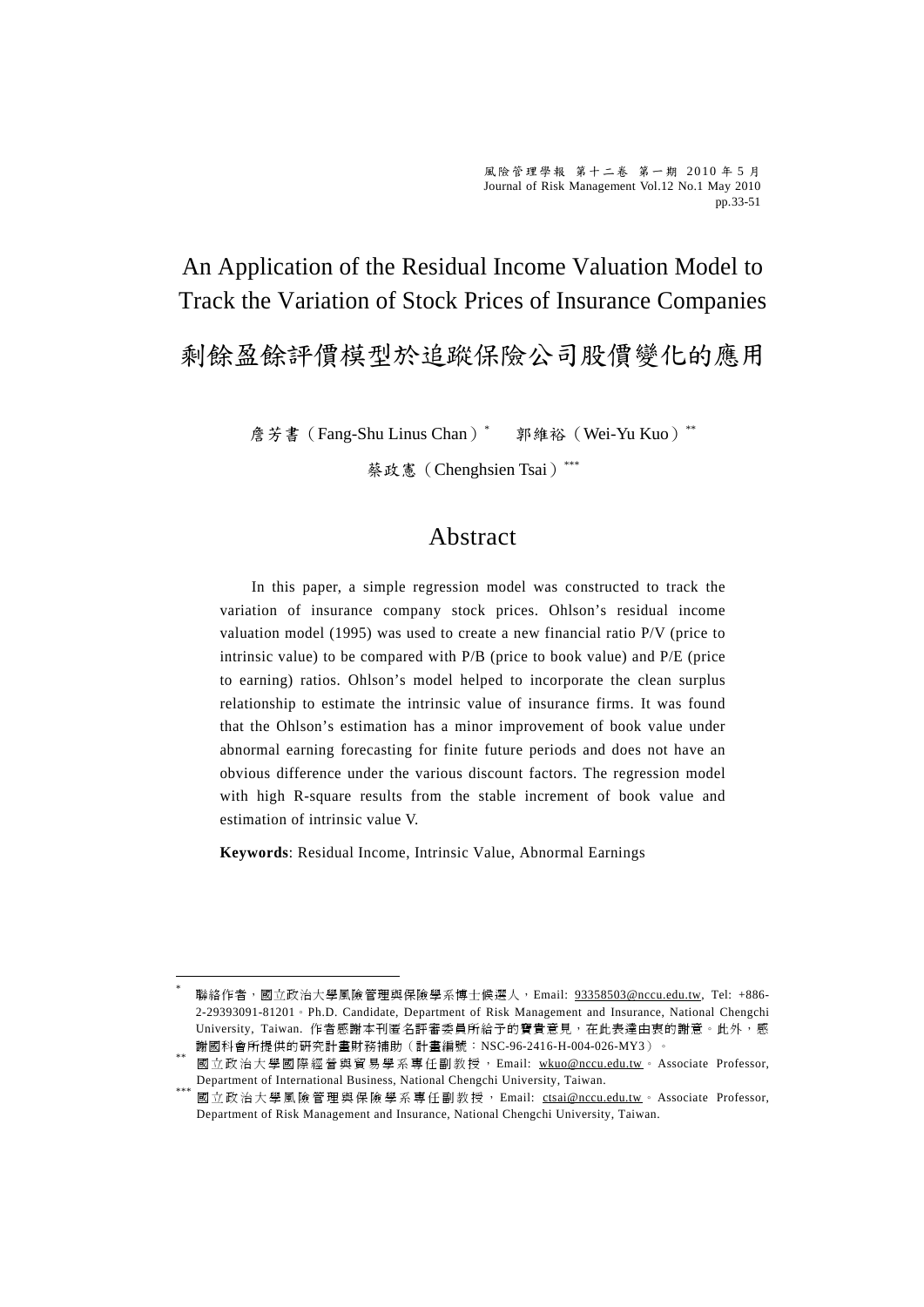# An Application of the Residual Income Valuation Model to Track the Variation of Stock Prices of Insurance Companies

# 剩餘盈餘評價模型於追蹤保險公司股價變化的應用

詹芳書（Fang-Shu Linus Chan）[*]　郭維裕（Wei-Yu Kuo）[**]

蔡政憲（Chenghsien Tsai）[***]

## Abstract

In this paper, a simple regression model was constructed to track the variation of insurance company stock prices. Ohlson's residual income valuation model (1995) was used to create a new financial ratio P/V (price to intrinsic value) to be compared with P/B (price to book value) and P/E (price to earning) ratios. Ohlson's model helped to incorporate the clean surplus relationship to estimate the intrinsic value of insurance firms. It was found that the Ohlson's estimation has a minor improvement of book value under abnormal earning forecasting for finite future periods and does not have an obvious difference under the various discount factors. The regression model with high R-square results from the stable increment of book value and estimation of intrinsic value V.

**Keywords**: Residual Income, Intrinsic Value, Abnormal Earnings

---

[*] 聯絡作者，國立政治大學風險管理與保險學系博士候選人，Email: 93358503@nccu.edu.tw, Tel: +886-2-29393091-81201。Ph.D. Candidate, Department of Risk Management and Insurance, National Chengchi University, Taiwan. 作者感謝本刊匿名評審委員所給予的寶貴意見，在此表達由衷的謝意。此外，感謝國科會所提供的研究計畫財務補助（計畫編號：NSC-96-2416-H-004-026-MY3）。

[**] 國立政治大學國際經營與貿易學系專任副教授，Email: wkuo@nccu.edu.tw。Associate Professor, Department of International Business, National Chengchi University, Taiwan.

[***] 國立政治大學風險管理與保險學系專任副教授，Email: ctsai@nccu.edu.tw。Associate Professor, Department of Risk Management and Insurance, National Chengchi University, Taiwan.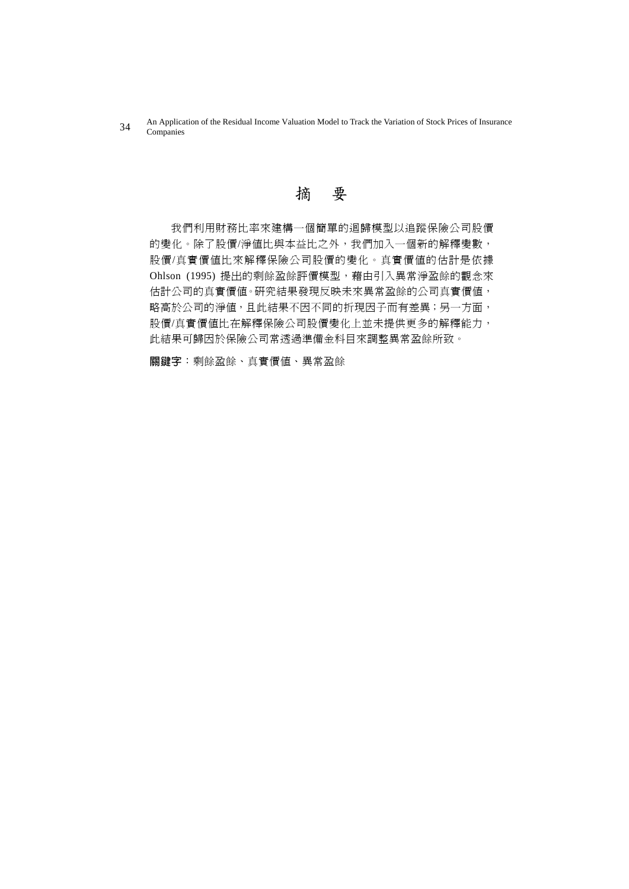# 摘 要

我們利用財務比率來建構一個簡單的迴歸模型以追蹤保險公司股價的變化。除了股價/淨值比與本益比之外，我們加入一個新的解釋變數，股價/真實價值比來解釋保險公司股價的變化。真實價值的估計是依據 Ohlson (1995) 提出的剩餘盈餘評價模型，藉由引入異常淨盈餘的觀念來估計公司的真實價值。研究結果發現反映未來異常盈餘的公司真實價值，略高於公司的淨值，且此結果不因不同的折現因子而有差異；另一方面，股價/真實價值比在解釋保險公司股價變化上並未提供更多的解釋能力，此結果可歸因於保險公司常透過準備金科目來調整異常盈餘所致。

**關鍵字**：剩餘盈餘、真實價值、異常盈餘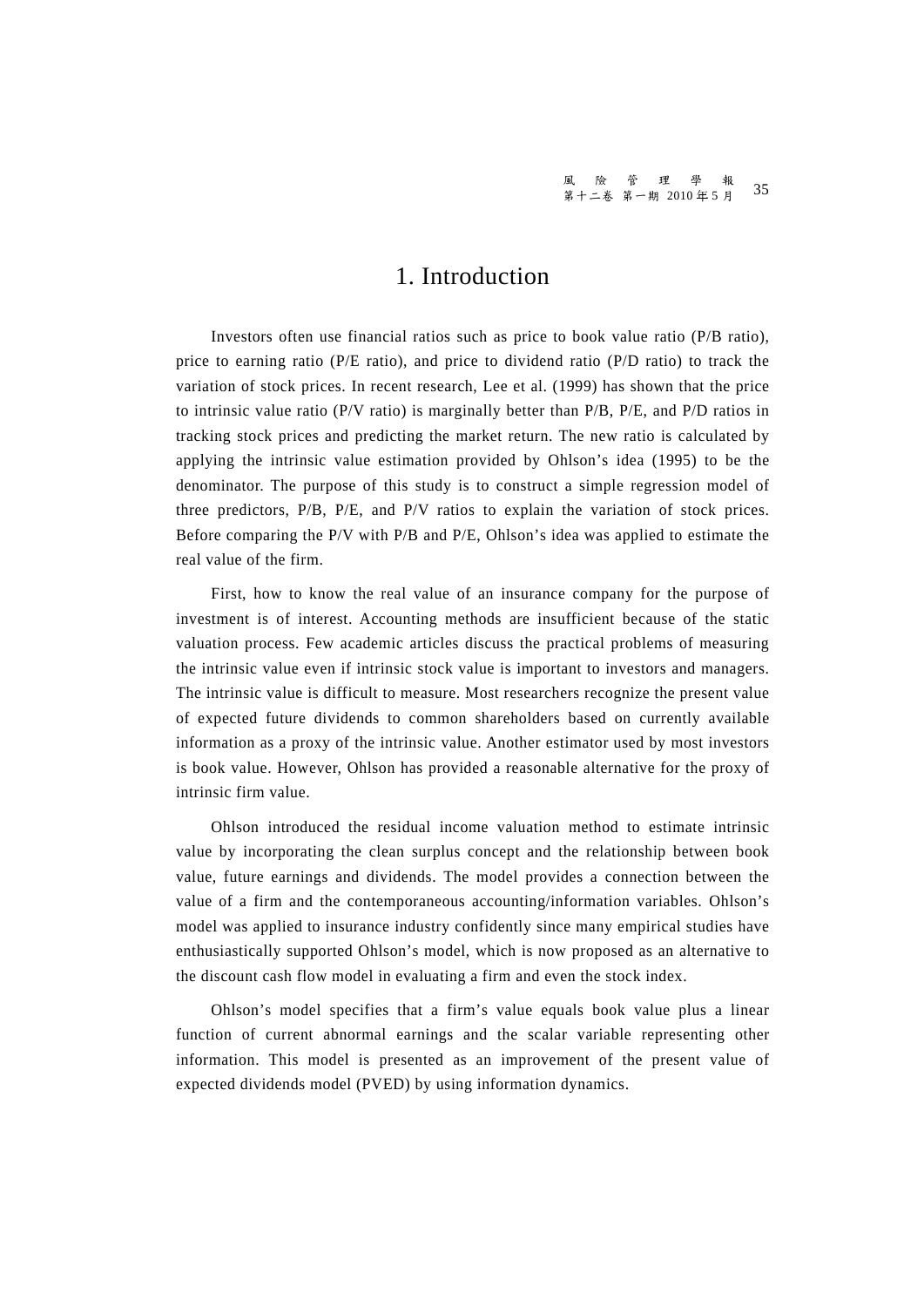# 1. Introduction

Investors often use financial ratios such as price to book value ratio (P/B ratio), price to earning ratio (P/E ratio), and price to dividend ratio (P/D ratio) to track the variation of stock prices. In recent research, Lee et al. (1999) has shown that the price to intrinsic value ratio (P/V ratio) is marginally better than P/B, P/E, and P/D ratios in tracking stock prices and predicting the market return. The new ratio is calculated by applying the intrinsic value estimation provided by Ohlson's idea (1995) to be the denominator. The purpose of this study is to construct a simple regression model of three predictors, P/B, P/E, and P/V ratios to explain the variation of stock prices. Before comparing the P/V with P/B and P/E, Ohlson's idea was applied to estimate the real value of the firm.

First, how to know the real value of an insurance company for the purpose of investment is of interest. Accounting methods are insufficient because of the static valuation process. Few academic articles discuss the practical problems of measuring the intrinsic value even if intrinsic stock value is important to investors and managers. The intrinsic value is difficult to measure. Most researchers recognize the present value of expected future dividends to common shareholders based on currently available information as a proxy of the intrinsic value. Another estimator used by most investors is book value. However, Ohlson has provided a reasonable alternative for the proxy of intrinsic firm value.

Ohlson introduced the residual income valuation method to estimate intrinsic value by incorporating the clean surplus concept and the relationship between book value, future earnings and dividends. The model provides a connection between the value of a firm and the contemporaneous accounting/information variables. Ohlson's model was applied to insurance industry confidently since many empirical studies have enthusiastically supported Ohlson's model, which is now proposed as an alternative to the discount cash flow model in evaluating a firm and even the stock index.

Ohlson's model specifies that a firm's value equals book value plus a linear function of current abnormal earnings and the scalar variable representing other information. This model is presented as an improvement of the present value of expected dividends model (PVED) by using information dynamics.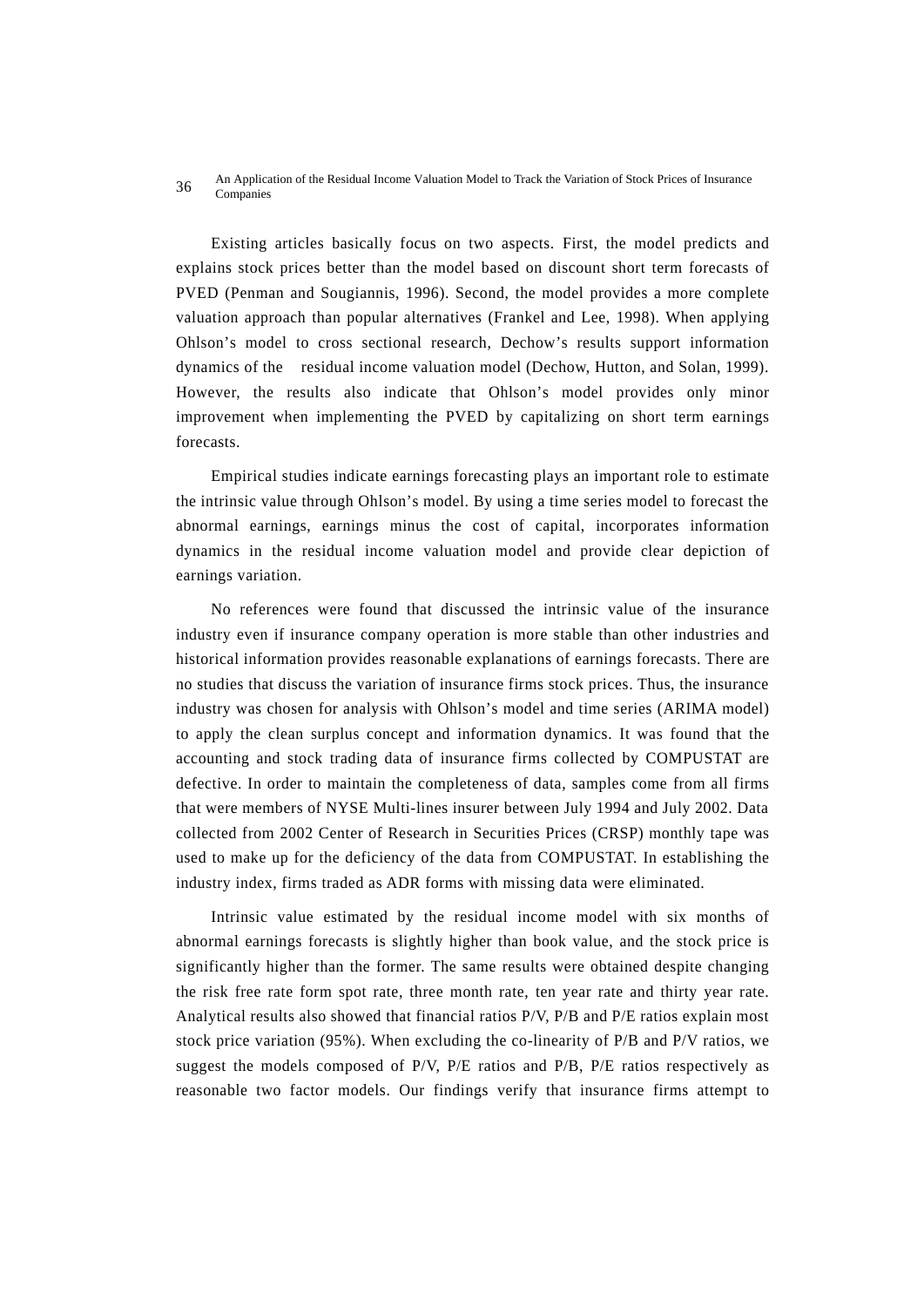Existing articles basically focus on two aspects. First, the model predicts and explains stock prices better than the model based on discount short term forecasts of PVED (Penman and Sougiannis, 1996). Second, the model provides a more complete valuation approach than popular alternatives (Frankel and Lee, 1998). When applying Ohlson's model to cross sectional research, Dechow's results support information dynamics of the residual income valuation model (Dechow, Hutton, and Solan, 1999). However, the results also indicate that Ohlson's model provides only minor improvement when implementing the PVED by capitalizing on short term earnings forecasts.

Empirical studies indicate earnings forecasting plays an important role to estimate the intrinsic value through Ohlson's model. By using a time series model to forecast the abnormal earnings, earnings minus the cost of capital, incorporates information dynamics in the residual income valuation model and provide clear depiction of earnings variation.

No references were found that discussed the intrinsic value of the insurance industry even if insurance company operation is more stable than other industries and historical information provides reasonable explanations of earnings forecasts. There are no studies that discuss the variation of insurance firms stock prices. Thus, the insurance industry was chosen for analysis with Ohlson's model and time series (ARIMA model) to apply the clean surplus concept and information dynamics. It was found that the accounting and stock trading data of insurance firms collected by COMPUSTAT are defective. In order to maintain the completeness of data, samples come from all firms that were members of NYSE Multi-lines insurer between July 1994 and July 2002. Data collected from 2002 Center of Research in Securities Prices (CRSP) monthly tape was used to make up for the deficiency of the data from COMPUSTAT. In establishing the industry index, firms traded as ADR forms with missing data were eliminated.

Intrinsic value estimated by the residual income model with six months of abnormal earnings forecasts is slightly higher than book value, and the stock price is significantly higher than the former. The same results were obtained despite changing the risk free rate form spot rate, three month rate, ten year rate and thirty year rate. Analytical results also showed that financial ratios P/V, P/B and P/E ratios explain most stock price variation (95%). When excluding the co-linearity of P/B and P/V ratios, we suggest the models composed of P/V, P/E ratios and P/B, P/E ratios respectively as reasonable two factor models. Our findings verify that insurance firms attempt to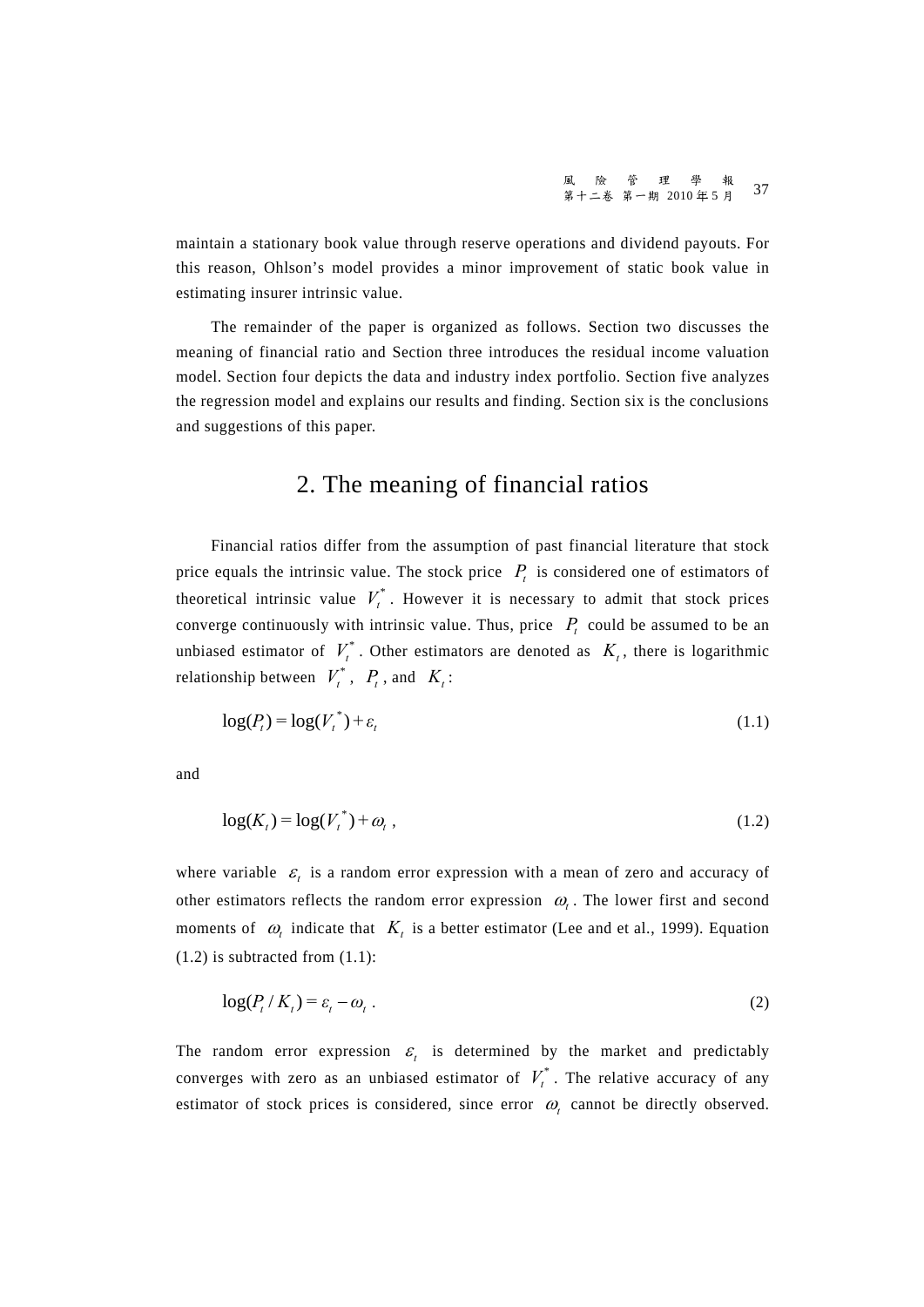maintain a stationary book value through reserve operations and dividend payouts. For this reason, Ohlson's model provides a minor improvement of static book value in estimating insurer intrinsic value.

The remainder of the paper is organized as follows. Section two discusses the meaning of financial ratio and Section three introduces the residual income valuation model. Section four depicts the data and industry index portfolio. Section five analyzes the regression model and explains our results and finding. Section six is the conclusions and suggestions of this paper.

## 2. The meaning of financial ratios

Financial ratios differ from the assumption of past financial literature that stock price equals the intrinsic value. The stock price $P_t$ is considered one of estimators of theoretical intrinsic value $V_t^*$. However it is necessary to admit that stock prices converge continuously with intrinsic value. Thus, price $P_t$ could be assumed to be an unbiased estimator of $V_t^*$. Other estimators are denoted as $K_t$, there is logarithmic relationship between $V_t^*$, $P_t$, and $K_t$:

$$\log(P_t) = \log(V_t^*) + \varepsilon_t \tag{1.1}$$

and

$$\log(K_t) = \log(V_t^*) + \omega_t \, , \tag{1.2}$$

where variable $\varepsilon_t$ is a random error expression with a mean of zero and accuracy of other estimators reflects the random error expression $\omega_t$. The lower first and second moments of $\omega_t$ indicate that $K_t$ is a better estimator (Lee and et al., 1999). Equation (1.2) is subtracted from (1.1):

$$\log(P_t / K_t) = \varepsilon_t - \omega_t \, . \tag{2}$$

The random error expression $\varepsilon_t$ is determined by the market and predictably converges with zero as an unbiased estimator of $V_t^*$. The relative accuracy of any estimator of stock prices is considered, since error $\omega_t$ cannot be directly observed.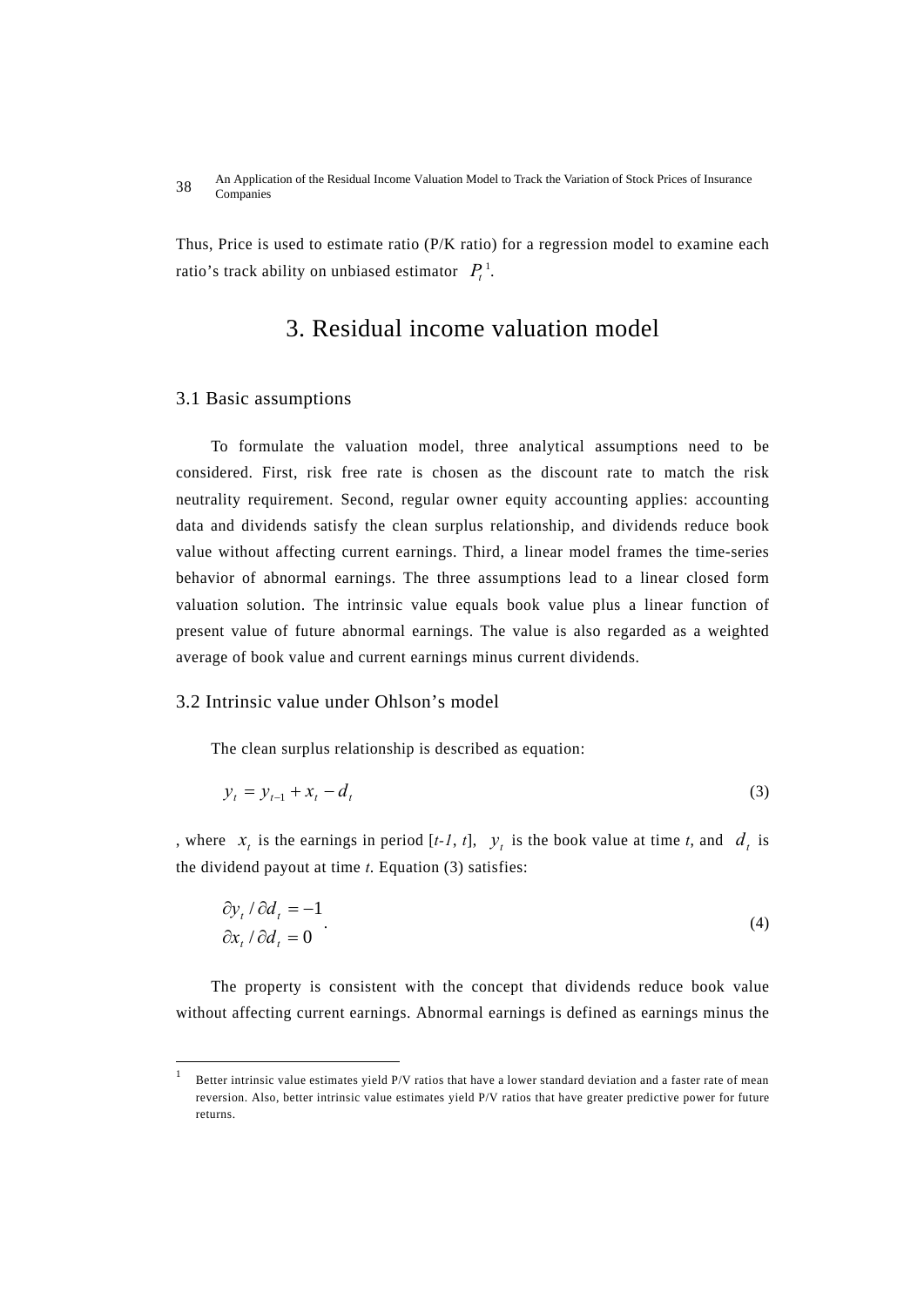Thus, Price is used to estimate ratio (P/K ratio) for a regression model to examine each ratio's track ability on unbiased estimator $P_t$[1].

# 3. Residual income valuation model

## 3.1 Basic assumptions

To formulate the valuation model, three analytical assumptions need to be considered. First, risk free rate is chosen as the discount rate to match the risk neutrality requirement. Second, regular owner equity accounting applies: accounting data and dividends satisfy the clean surplus relationship, and dividends reduce book value without affecting current earnings. Third, a linear model frames the time-series behavior of abnormal earnings. The three assumptions lead to a linear closed form valuation solution. The intrinsic value equals book value plus a linear function of present value of future abnormal earnings. The value is also regarded as a weighted average of book value and current earnings minus current dividends.

## 3.2 Intrinsic value under Ohlson's model

The clean surplus relationship is described as equation:

$$y_t = y_{t-1} + x_t - d_t \tag{3}$$

, where $x_t$ is the earnings in period [*t-1*, *t*], $y_t$ is the book value at time *t*, and $d_t$ is the dividend payout at time *t*. Equation (3) satisfies:

$$\begin{aligned} \partial y_t / \partial d_t &= -1 \\ \partial x_t / \partial d_t &= 0 \end{aligned} . \tag{4}$$

The property is consistent with the concept that dividends reduce book value without affecting current earnings. Abnormal earnings is defined as earnings minus the

[1] Better intrinsic value estimates yield P/V ratios that have a lower standard deviation and a faster rate of mean reversion. Also, better intrinsic value estimates yield P/V ratios that have greater predictive power for future returns.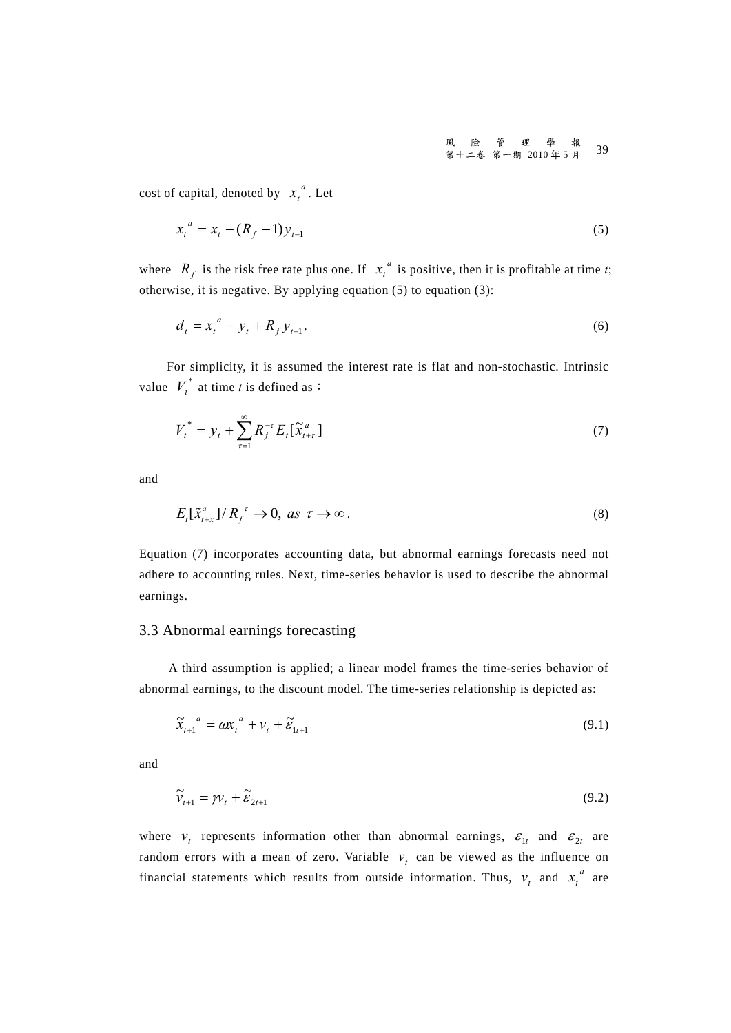cost of capital, denoted by $x_t^a$. Let

$$x_t^a = x_t - (R_f - 1)y_{t-1} \tag{5}$$

where $R_f$ is the risk free rate plus one. If $x_t^a$ is positive, then it is profitable at time *t*; otherwise, it is negative. By applying equation (5) to equation (3):

$$d_t = x_t^a - y_t + R_f y_{t-1}. \tag{6}$$

For simplicity, it is assumed the interest rate is flat and non-stochastic. Intrinsic value $V_t^*$ at time *t* is defined as：

$$V_t^* = y_t + \sum_{\tau=1}^{\infty} R_f^{-\tau} E_t[\tilde{x}_{t+\tau}^a] \tag{7}$$

and

$$E_t[\tilde{x}_{t+x}^a] / R_f^{\tau} \to 0, \ as \ \tau \to \infty. \tag{8}$$

Equation (7) incorporates accounting data, but abnormal earnings forecasts need not adhere to accounting rules. Next, time-series behavior is used to describe the abnormal earnings.

### 3.3 Abnormal earnings forecasting

A third assumption is applied; a linear model frames the time-series behavior of abnormal earnings, to the discount model. The time-series relationship is depicted as:

$$\tilde{x}_{t+1}^a = \omega x_t^a + v_t + \tilde{\varepsilon}_{1t+1} \tag{9.1}$$

and

$$\tilde{v}_{t+1} = \gamma v_t + \tilde{\varepsilon}_{2t+1} \tag{9.2}$$

where $v_t$ represents information other than abnormal earnings, $\varepsilon_{1t}$ and $\varepsilon_{2t}$ are random errors with a mean of zero. Variable $v_t$ can be viewed as the influence on financial statements which results from outside information. Thus, $v_t$ and $x_t^a$ are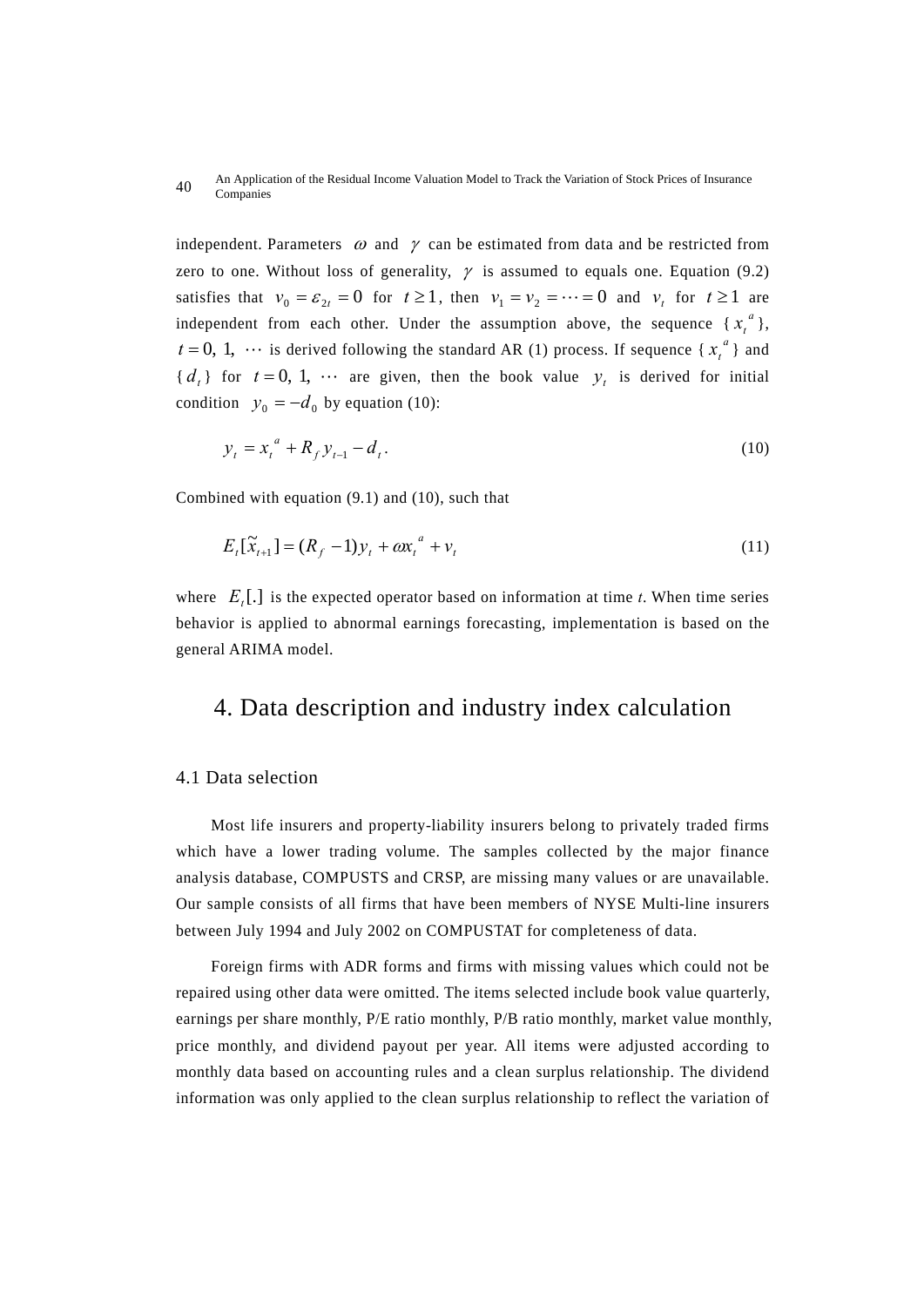independent. Parameters $\omega$ and $\gamma$ can be estimated from data and be restricted from zero to one. Without loss of generality, $\gamma$ is assumed to equals one. Equation (9.2) satisfies that $v_0 = \varepsilon_{2t} = 0$ for $t \geq 1$, then $v_1 = v_2 = \cdots = 0$ and $v_t$ for $t \geq 1$ are independent from each other. Under the assumption above, the sequence $\{x_t^a\}$, $t = 0, 1, \cdots$ is derived following the standard AR (1) process. If sequence $\{x_t^a\}$ and $\{d_t\}$ for $t = 0, 1, \cdots$ are given, then the book value $y_t$ is derived for initial condition $y_0 = -d_0$ by equation (10):

$$y_t = x_t^a + R_f y_{t-1} - d_t . \tag{10}$$

Combined with equation (9.1) and (10), such that

$$E_t[\tilde{x}_{t+1}] = (R_f - 1) y_t + \omega x_t^a + v_t \tag{11}$$

where $E_t[.]$ is the expected operator based on information at time *t*. When time series behavior is applied to abnormal earnings forecasting, implementation is based on the general ARIMA model.

# 4. Data description and industry index calculation

## 4.1 Data selection

Most life insurers and property-liability insurers belong to privately traded firms which have a lower trading volume. The samples collected by the major finance analysis database, COMPUSTS and CRSP, are missing many values or are unavailable. Our sample consists of all firms that have been members of NYSE Multi-line insurers between July 1994 and July 2002 on COMPUSTAT for completeness of data.

Foreign firms with ADR forms and firms with missing values which could not be repaired using other data were omitted. The items selected include book value quarterly, earnings per share monthly, P/E ratio monthly, P/B ratio monthly, market value monthly, price monthly, and dividend payout per year. All items were adjusted according to monthly data based on accounting rules and a clean surplus relationship. The dividend information was only applied to the clean surplus relationship to reflect the variation of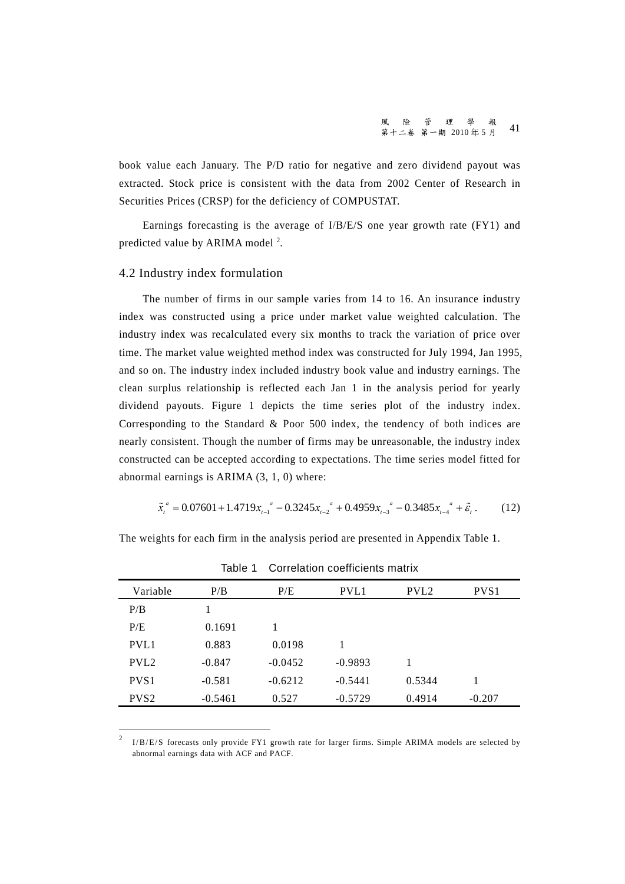book value each January. The P/D ratio for negative and zero dividend payout was extracted. Stock price is consistent with the data from 2002 Center of Research in Securities Prices (CRSP) for the deficiency of COMPUSTAT.

Earnings forecasting is the average of I/B/E/S one year growth rate (FY1) and predicted value by ARIMA model [2].

## 4.2 Industry index formulation

The number of firms in our sample varies from 14 to 16. An insurance industry index was constructed using a price under market value weighted calculation. The industry index was recalculated every six months to track the variation of price over time. The market value weighted method index was constructed for July 1994, Jan 1995, and so on. The industry index included industry book value and industry earnings. The clean surplus relationship is reflected each Jan 1 in the analysis period for yearly dividend payouts. Figure 1 depicts the time series plot of the industry index. Corresponding to the Standard & Poor 500 index, the tendency of both indices are nearly consistent. Though the number of firms may be unreasonable, the industry index constructed can be accepted according to expectations. The time series model fitted for abnormal earnings is ARIMA (3, 1, 0) where:

$$\tilde{x}_t^{\,a} = 0.07601 + 1.4719 x_{t-1}^{\,a} - 0.3245 x_{t-2}^{\,a} + 0.4959 x_{t-3}^{\,a} - 0.3485 x_{t-4}^{\,a} + \tilde{\varepsilon}_t \,. \tag{12}$$

The weights for each firm in the analysis period are presented in Appendix Table 1.

Table 1 Correlation coefficients matrix

| Variable | P/B | P/E | PVL1 | PVL2 | PVS1 |
|---|---|---|---|---|---|
| P/B | 1 | | | | |
| P/E | 0.1691 | 1 | | | |
| PVL1 | 0.883 | 0.0198 | 1 | | |
| PVL2 | -0.847 | -0.0452 | -0.9893 | 1 | |
| PVS1 | -0.581 | -0.6212 | -0.5441 | 0.5344 | 1 |
| PVS2 | -0.5461 | 0.527 | -0.5729 | 0.4914 | -0.207 |

[2] I/B/E/S forecasts only provide FY1 growth rate for larger firms. Simple ARIMA models are selected by abnormal earnings data with ACF and PACF.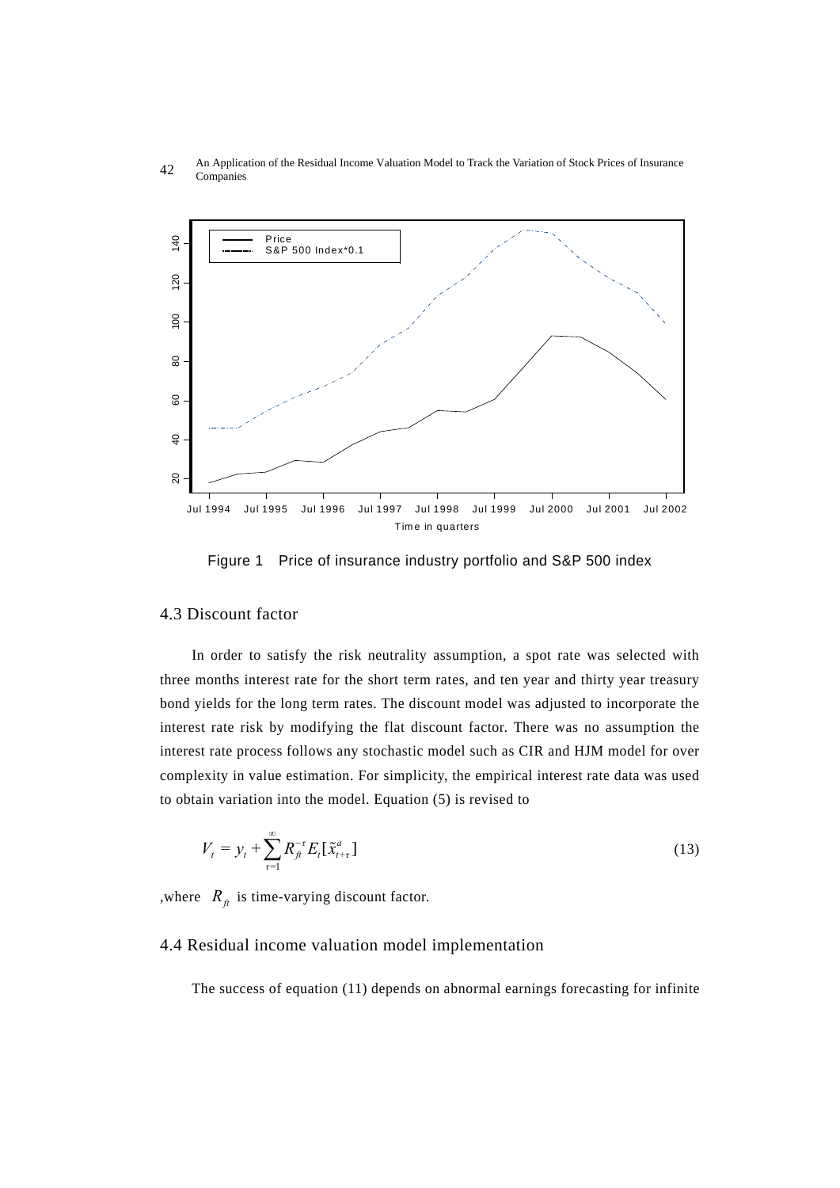Figure 1 Price of insurance industry portfolio and S&P 500 index

## 4.3 Discount factor

In order to satisfy the risk neutrality assumption, a spot rate was selected with three months interest rate for the short term rates, and ten year and thirty year treasury bond yields for the long term rates. The discount model was adjusted to incorporate the interest rate risk by modifying the flat discount factor. There was no assumption the interest rate process follows any stochastic model such as CIR and HJM model for over complexity in value estimation. For simplicity, the empirical interest rate data was used to obtain variation into the model. Equation (5) is revised to

$$V_t = y_t + \sum_{\tau=1}^{\infty} R_{ft}^{-\tau} E_t[\tilde{x}_{t+\tau}^a] \tag{13}$$

,where $R_{ft}$ is time-varying discount factor.

## 4.4 Residual income valuation model implementation

The success of equation (11) depends on abnormal earnings forecasting for infinite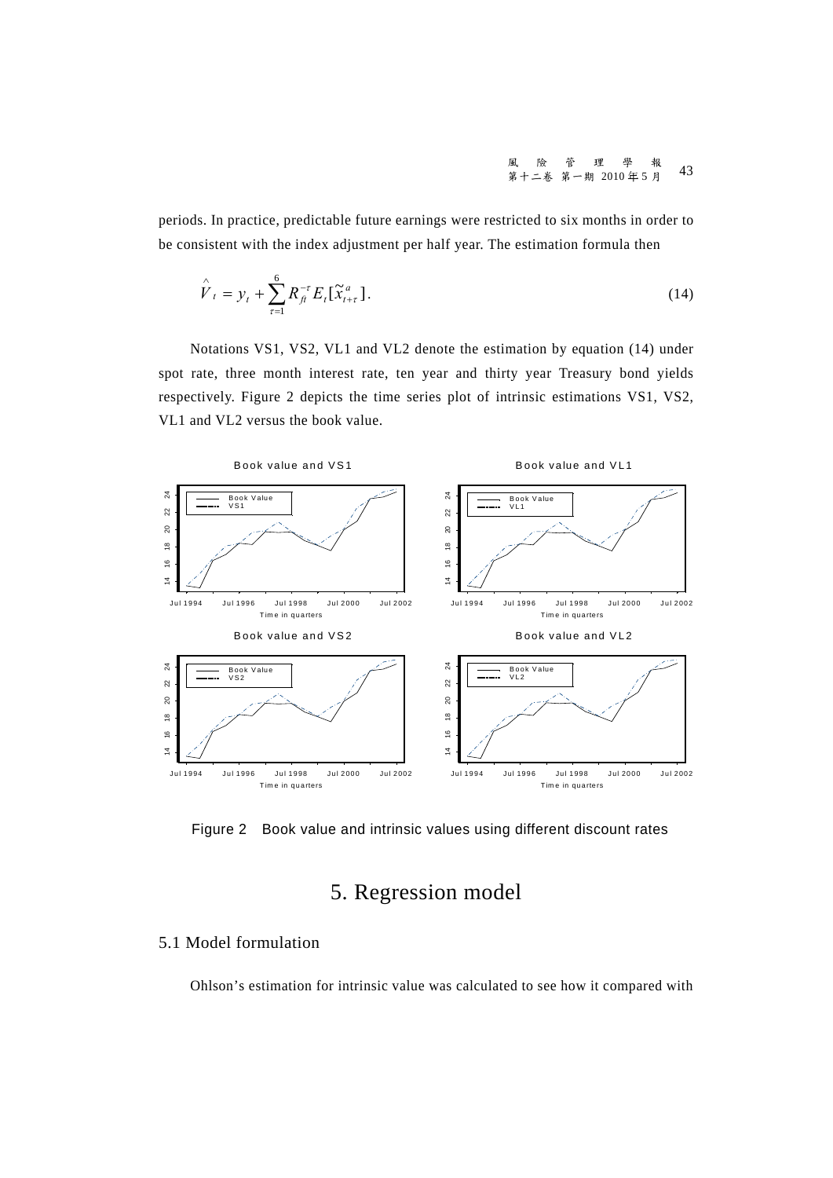periods. In practice, predictable future earnings were restricted to six months in order to be consistent with the index adjustment per half year. The estimation formula then

$$\hat{V}_t = y_t + \sum_{\tau=1}^{6} R_{ft}^{-\tau} E_t[\tilde{x}_{t+\tau}^{a}]. \tag{14}$$

Notations VS1, VS2, VL1 and VL2 denote the estimation by equation (14) under spot rate, three month interest rate, ten year and thirty year Treasury bond yields respectively. Figure 2 depicts the time series plot of intrinsic estimations VS1, VS2, VL1 and VL2 versus the book value.

Figure 2 Book value and intrinsic values using different discount rates

# 5. Regression model

## 5.1 Model formulation

Ohlson's estimation for intrinsic value was calculated to see how it compared with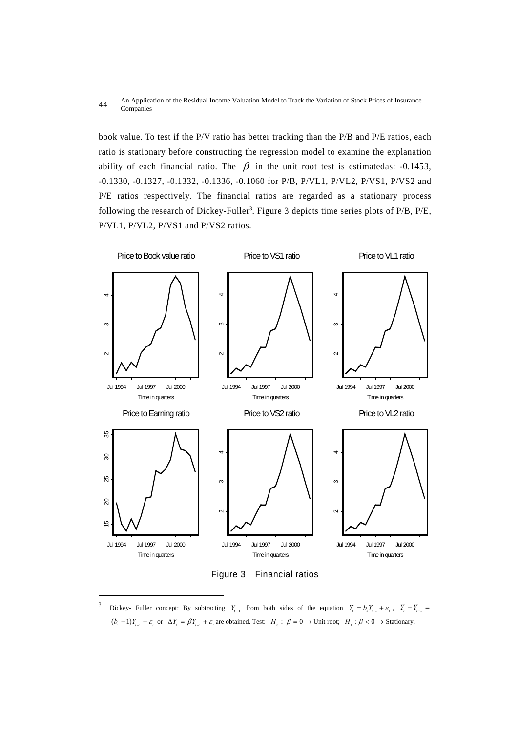book value. To test if the P/V ratio has better tracking than the P/B and P/E ratios, each ratio is stationary before constructing the regression model to examine the explanation ability of each financial ratio. The $\beta$ in the unit root test is estimatedas: -0.1453, -0.1330, -0.1327, -0.1332, -0.1336, -0.1060 for P/B, P/VL1, P/VL2, P/VS1, P/VS2 and P/E ratios respectively. The financial ratios are regarded as a stationary process following the research of Dickey-Fuller[3]. Figure 3 depicts time series plots of P/B, P/E, P/VL1, P/VL2, P/VS1 and P/VS2 ratios.

Figure 3 Financial ratios

[3] Dickey- Fuller concept: By subtracting $Y_{t-1}$ from both sides of the equation $Y_t = b_1 Y_{t-1} + \varepsilon_t$, $Y_t - Y_{t-1} = (b_1 - 1)Y_{t-1} + \varepsilon_t$ or $\Delta Y_t = \beta Y_{t-1} + \varepsilon_t$ are obtained. Test: $H_0: \beta = 0 \rightarrow$ Unit root; $H_1: \beta < 0 \rightarrow$ Stationary.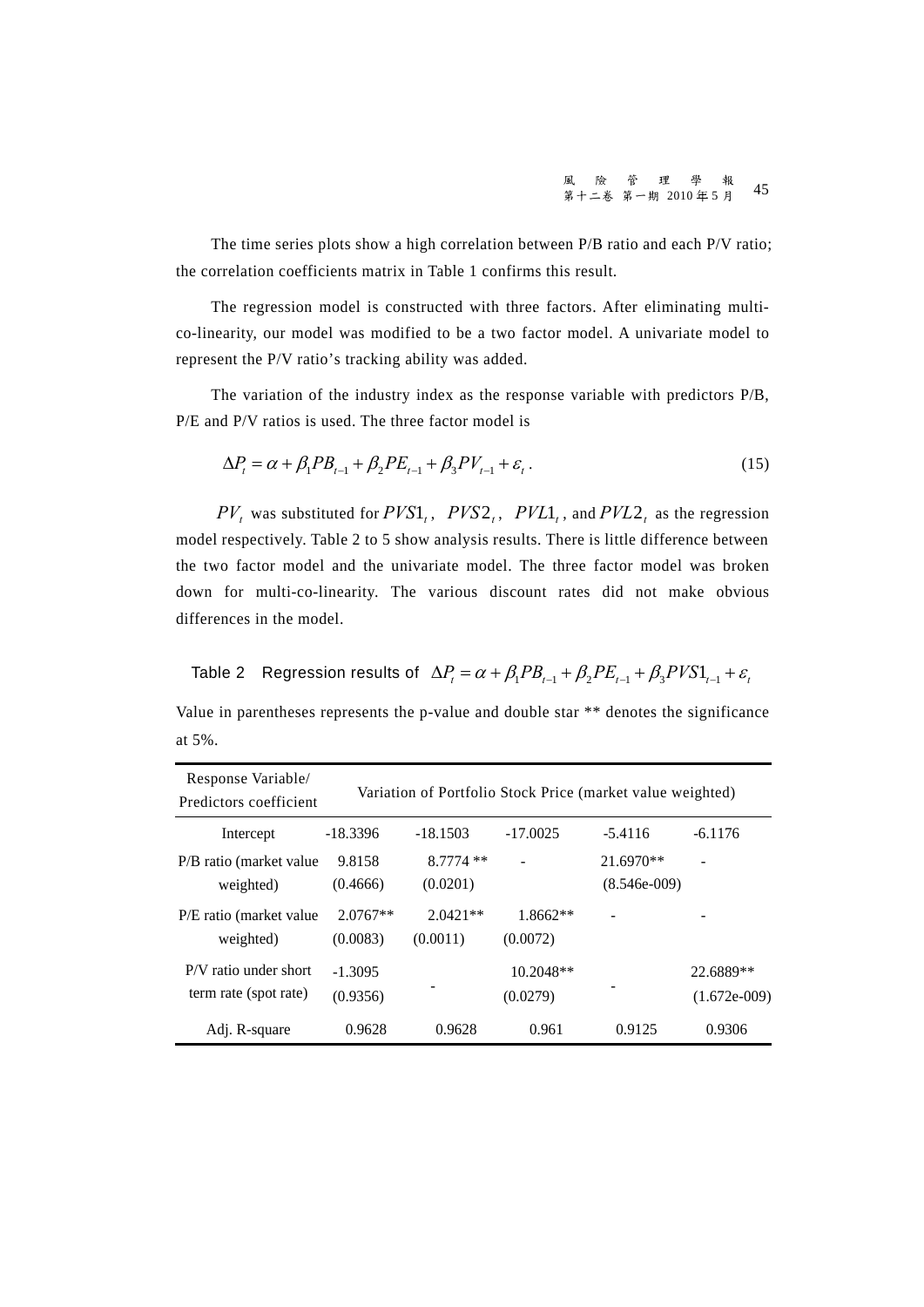The time series plots show a high correlation between P/B ratio and each P/V ratio; the correlation coefficients matrix in Table 1 confirms this result.

The regression model is constructed with three factors. After eliminating multi-co-linearity, our model was modified to be a two factor model. A univariate model to represent the P/V ratio's tracking ability was added.

The variation of the industry index as the response variable with predictors P/B, P/E and P/V ratios is used. The three factor model is

$$\Delta P_t = \alpha + \beta_1 PB_{t-1} + \beta_2 PE_{t-1} + \beta_3 PV_{t-1} + \varepsilon_t \,. \tag{15}$$

$PV_t$ was substituted for $PVS1_t$, $PVS2_t$, $PVL1_t$, and $PVL2_t$ as the regression model respectively. Table 2 to 5 show analysis results. There is little difference between the two factor model and the univariate model. The three factor model was broken down for multi-co-linearity. The various discount rates did not make obvious differences in the model.

Table 2 Regression results of $\Delta P_t = \alpha + \beta_1 PB_{t-1} + \beta_2 PE_{t-1} + \beta_3 PVS1_{t-1} + \varepsilon_t$

Value in parentheses represents the p-value and double star ** denotes the significance at 5%.

| Response Variable/ Predictors coefficient | Variation of Portfolio Stock Price (market value weighted) | | | | |
|---|---|---|---|---|---|
| Intercept | -18.3396 | -18.1503 | -17.0025 | -5.4116 | -6.1176 |
| P/B ratio (market value weighted) | 9.8158 (0.4666) | 8.7774 ** (0.0201) | - | 21.6970** (8.546e-009) | - |
| P/E ratio (market value weighted) | 2.0767** (0.0083) | 2.0421** (0.0011) | 1.8662** (0.0072) | - | - |
| P/V ratio under short term rate (spot rate) | -1.3095 (0.9356) | - | 10.2048** (0.0279) | - | 22.6889** (1.672e-009) |
| Adj. R-square | 0.9628 | 0.9628 | 0.961 | 0.9125 | 0.9306 |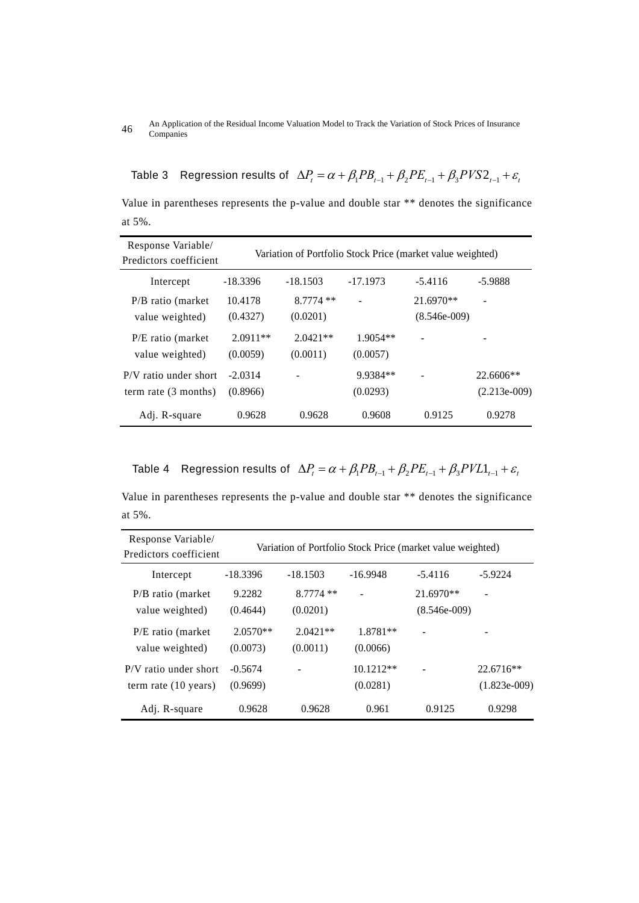Table 3 Regression results of $\Delta P_t = \alpha + \beta_1 PB_{t-1} + \beta_2 PE_{t-1} + \beta_3 PVS2_{t-1} + \varepsilon_t$

Value in parentheses represents the p-value and double star ** denotes the significance at 5%.

| Response Variable/ Predictors coefficient | Variation of Portfolio Stock Price (market value weighted) | | | | |
|---|---|---|---|---|---|
| Intercept | -18.3396 | -18.1503 | -17.1973 | -5.4116 | -5.9888 |
| P/B ratio (market value weighted) | 10.4178 (0.4327) | 8.7774 ** (0.0201) | - | 21.6970** (8.546e-009) | - |
| P/E ratio (market value weighted) | 2.0911** (0.0059) | 2.0421** (0.0011) | 1.9054** (0.0057) | - | - |
| P/V ratio under short term rate (3 months) | -2.0314 (0.8966) | - | 9.9384** (0.0293) | - | 22.6606** (2.213e-009) |
| Adj. R-square | 0.9628 | 0.9628 | 0.9608 | 0.9125 | 0.9278 |

Table 4 Regression results of $\Delta P_t = \alpha + \beta_1 PB_{t-1} + \beta_2 PE_{t-1} + \beta_3 PVL1_{t-1} + \varepsilon_t$

Value in parentheses represents the p-value and double star ** denotes the significance at 5%.

| Response Variable/ Predictors coefficient | Variation of Portfolio Stock Price (market value weighted) | | | | |
|---|---|---|---|---|---|
| Intercept | -18.3396 | -18.1503 | -16.9948 | -5.4116 | -5.9224 |
| P/B ratio (market value weighted) | 9.2282 (0.4644) | 8.7774 ** (0.0201) | - | 21.6970** (8.546e-009) | - |
| P/E ratio (market value weighted) | 2.0570** (0.0073) | 2.0421** (0.0011) | 1.8781** (0.0066) | - | - |
| P/V ratio under short term rate (10 years) | -0.5674 (0.9699) | - | 10.1212** (0.0281) | - | 22.6716** (1.823e-009) |
| Adj. R-square | 0.9628 | 0.9628 | 0.961 | 0.9125 | 0.9298 |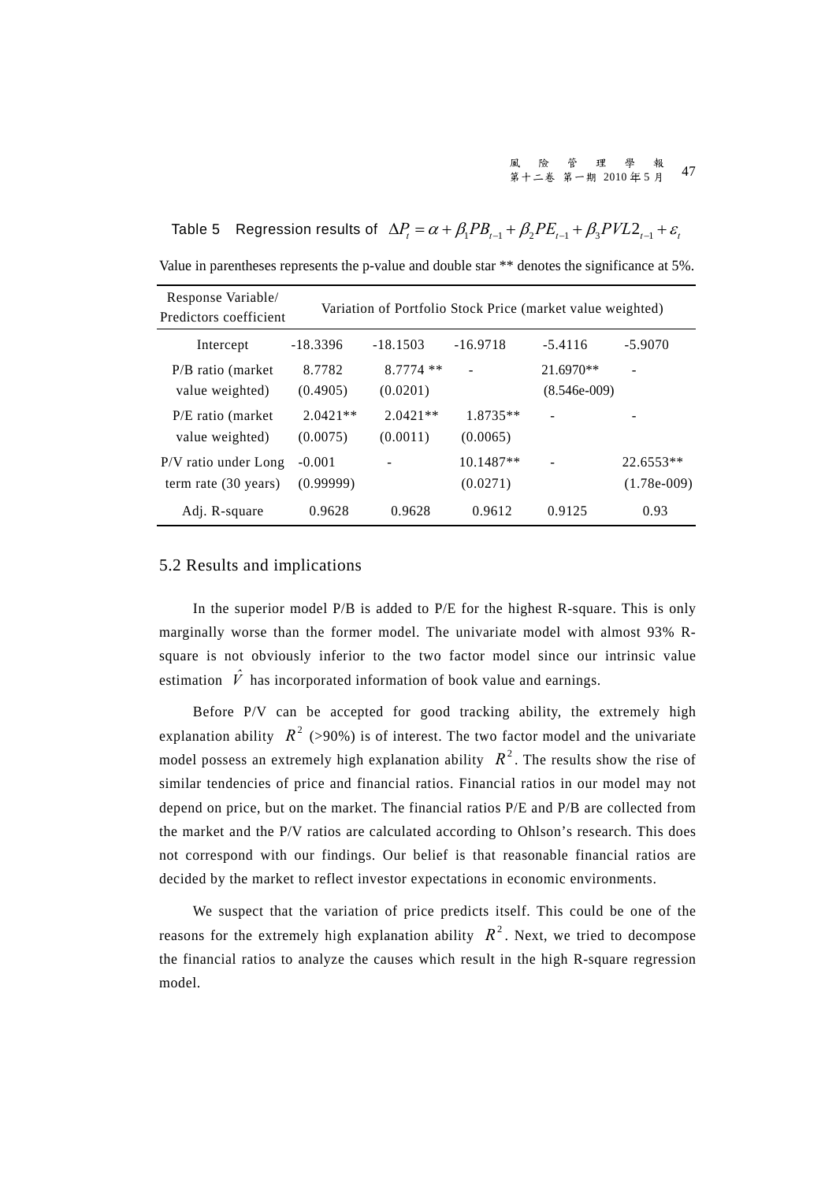Table 5 Regression results of $\Delta P_t = \alpha + \beta_1 PB_{t-1} + \beta_2 PE_{t-1} + \beta_3 PVL2_{t-1} + \varepsilon_t$

Value in parentheses represents the p-value and double star ** denotes the significance at 5%.

| Response Variable/ Predictors coefficient | Variation of Portfolio Stock Price (market value weighted) | | | | |
|---|---|---|---|---|---|
| Intercept | -18.3396 | -18.1503 | -16.9718 | -5.4116 | -5.9070 |
| P/B ratio (market value weighted) | 8.7782 (0.4905) | 8.7774 ** (0.0201) | - | 21.6970** (8.546e-009) | - |
| P/E ratio (market value weighted) | 2.0421** (0.0075) | 2.0421** (0.0011) | 1.8735** (0.0065) | - | - |
| P/V ratio under Long term rate (30 years) | -0.001 (0.99999) | - | 10.1487** (0.0271) | - | 22.6553** (1.78e-009) |
| Adj. R-square | 0.9628 | 0.9628 | 0.9612 | 0.9125 | 0.93 |

## 5.2 Results and implications

In the superior model P/B is added to P/E for the highest R-square. This is only marginally worse than the former model. The univariate model with almost 93% R-square is not obviously inferior to the two factor model since our intrinsic value estimation $\hat{V}$ has incorporated information of book value and earnings.

Before P/V can be accepted for good tracking ability, the extremely high explanation ability $R^2$ (>90%) is of interest. The two factor model and the univariate model possess an extremely high explanation ability $R^2$. The results show the rise of similar tendencies of price and financial ratios. Financial ratios in our model may not depend on price, but on the market. The financial ratios P/E and P/B are collected from the market and the P/V ratios are calculated according to Ohlson's research. This does not correspond with our findings. Our belief is that reasonable financial ratios are decided by the market to reflect investor expectations in economic environments.

We suspect that the variation of price predicts itself. This could be one of the reasons for the extremely high explanation ability $R^2$. Next, we tried to decompose the financial ratios to analyze the causes which result in the high R-square regression model.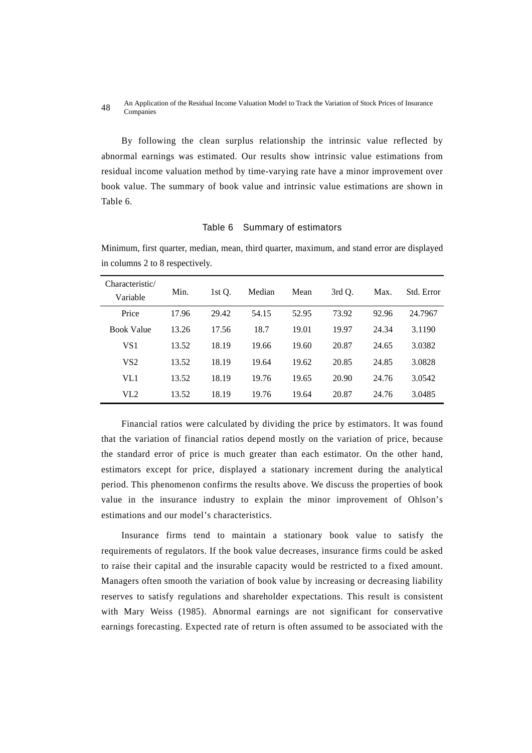By following the clean surplus relationship the intrinsic value reflected by abnormal earnings was estimated. Our results show intrinsic value estimations from residual income valuation method by time-varying rate have a minor improvement over book value. The summary of book value and intrinsic value estimations are shown in Table 6.

Table 6　Summary of estimators

Minimum, first quarter, median, mean, third quarter, maximum, and stand error are displayed in columns 2 to 8 respectively.

| Characteristic/ Variable | Min. | 1st Q. | Median | Mean | 3rd Q. | Max. | Std. Error |
|---|---|---|---|---|---|---|---|
| Price | 17.96 | 29.42 | 54.15 | 52.95 | 73.92 | 92.96 | 24.7967 |
| Book Value | 13.26 | 17.56 | 18.7 | 19.01 | 19.97 | 24.34 | 3.1190 |
| VS1 | 13.52 | 18.19 | 19.66 | 19.60 | 20.87 | 24.65 | 3.0382 |
| VS2 | 13.52 | 18.19 | 19.64 | 19.62 | 20.85 | 24.85 | 3.0828 |
| VL1 | 13.52 | 18.19 | 19.76 | 19.65 | 20.90 | 24.76 | 3.0542 |
| VL2 | 13.52 | 18.19 | 19.76 | 19.64 | 20.87 | 24.76 | 3.0485 |

Financial ratios were calculated by dividing the price by estimators. It was found that the variation of financial ratios depend mostly on the variation of price, because the standard error of price is much greater than each estimator. On the other hand, estimators except for price, displayed a stationary increment during the analytical period. This phenomenon confirms the results above. We discuss the properties of book value in the insurance industry to explain the minor improvement of Ohlson's estimations and our model's characteristics.

Insurance firms tend to maintain a stationary book value to satisfy the requirements of regulators. If the book value decreases, insurance firms could be asked to raise their capital and the insurable capacity would be restricted to a fixed amount. Managers often smooth the variation of book value by increasing or decreasing liability reserves to satisfy regulations and shareholder expectations. This result is consistent with Mary Weiss (1985). Abnormal earnings are not significant for conservative earnings forecasting. Expected rate of return is often assumed to be associated with the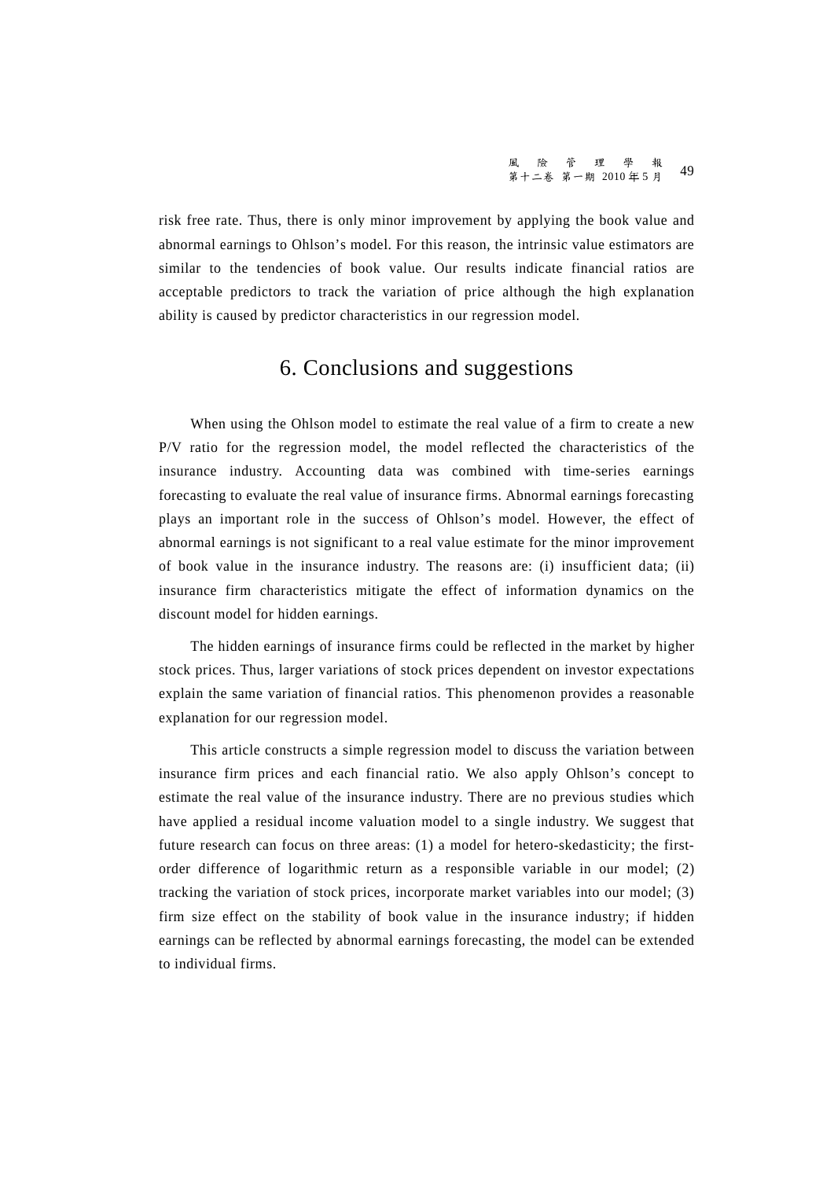risk free rate. Thus, there is only minor improvement by applying the book value and abnormal earnings to Ohlson's model. For this reason, the intrinsic value estimators are similar to the tendencies of book value. Our results indicate financial ratios are acceptable predictors to track the variation of price although the high explanation ability is caused by predictor characteristics in our regression model.

# 6. Conclusions and suggestions

When using the Ohlson model to estimate the real value of a firm to create a new P/V ratio for the regression model, the model reflected the characteristics of the insurance industry. Accounting data was combined with time-series earnings forecasting to evaluate the real value of insurance firms. Abnormal earnings forecasting plays an important role in the success of Ohlson's model. However, the effect of abnormal earnings is not significant to a real value estimate for the minor improvement of book value in the insurance industry. The reasons are: (i) insufficient data; (ii) insurance firm characteristics mitigate the effect of information dynamics on the discount model for hidden earnings.

The hidden earnings of insurance firms could be reflected in the market by higher stock prices. Thus, larger variations of stock prices dependent on investor expectations explain the same variation of financial ratios. This phenomenon provides a reasonable explanation for our regression model.

This article constructs a simple regression model to discuss the variation between insurance firm prices and each financial ratio. We also apply Ohlson's concept to estimate the real value of the insurance industry. There are no previous studies which have applied a residual income valuation model to a single industry. We suggest that future research can focus on three areas: (1) a model for hetero-skedasticity; the first-order difference of logarithmic return as a responsible variable in our model; (2) tracking the variation of stock prices, incorporate market variables into our model; (3) firm size effect on the stability of book value in the insurance industry; if hidden earnings can be reflected by abnormal earnings forecasting, the model can be extended to individual firms.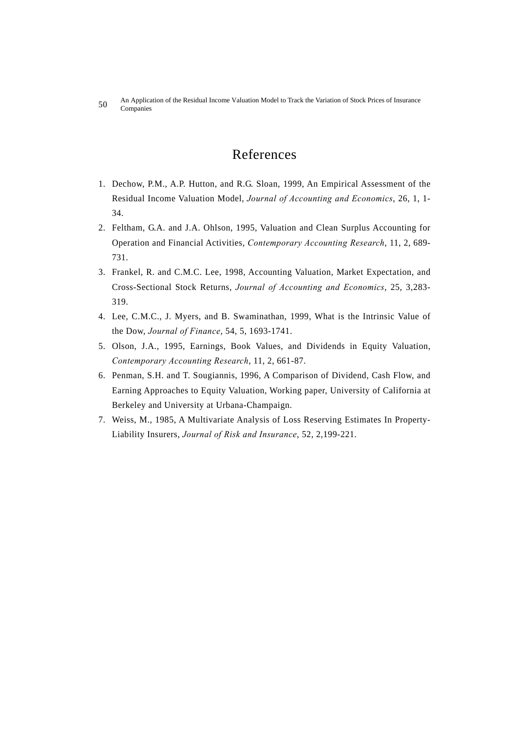# References

1. Dechow, P.M., A.P. Hutton, and R.G. Sloan, 1999, An Empirical Assessment of the Residual Income Valuation Model, *Journal of Accounting and Economics*, 26, 1, 1-34.
2. Feltham, G.A. and J.A. Ohlson, 1995, Valuation and Clean Surplus Accounting for Operation and Financial Activities, *Contemporary Accounting Research*, 11, 2, 689-731.
3. Frankel, R. and C.M.C. Lee, 1998, Accounting Valuation, Market Expectation, and Cross-Sectional Stock Returns, *Journal of Accounting and Economics*, 25, 3,283-319.
4. Lee, C.M.C., J. Myers, and B. Swaminathan, 1999, What is the Intrinsic Value of the Dow, *Journal of Finance*, 54, 5, 1693-1741.
5. Olson, J.A., 1995, Earnings, Book Values, and Dividends in Equity Valuation, *Contemporary Accounting Research*, 11, 2, 661-87.
6. Penman, S.H. and T. Sougiannis, 1996, A Comparison of Dividend, Cash Flow, and Earning Approaches to Equity Valuation, Working paper, University of California at Berkeley and University at Urbana-Champaign.
7. Weiss, M., 1985, A Multivariate Analysis of Loss Reserving Estimates In Property-Liability Insurers, *Journal of Risk and Insurance*, 52, 2,199-221.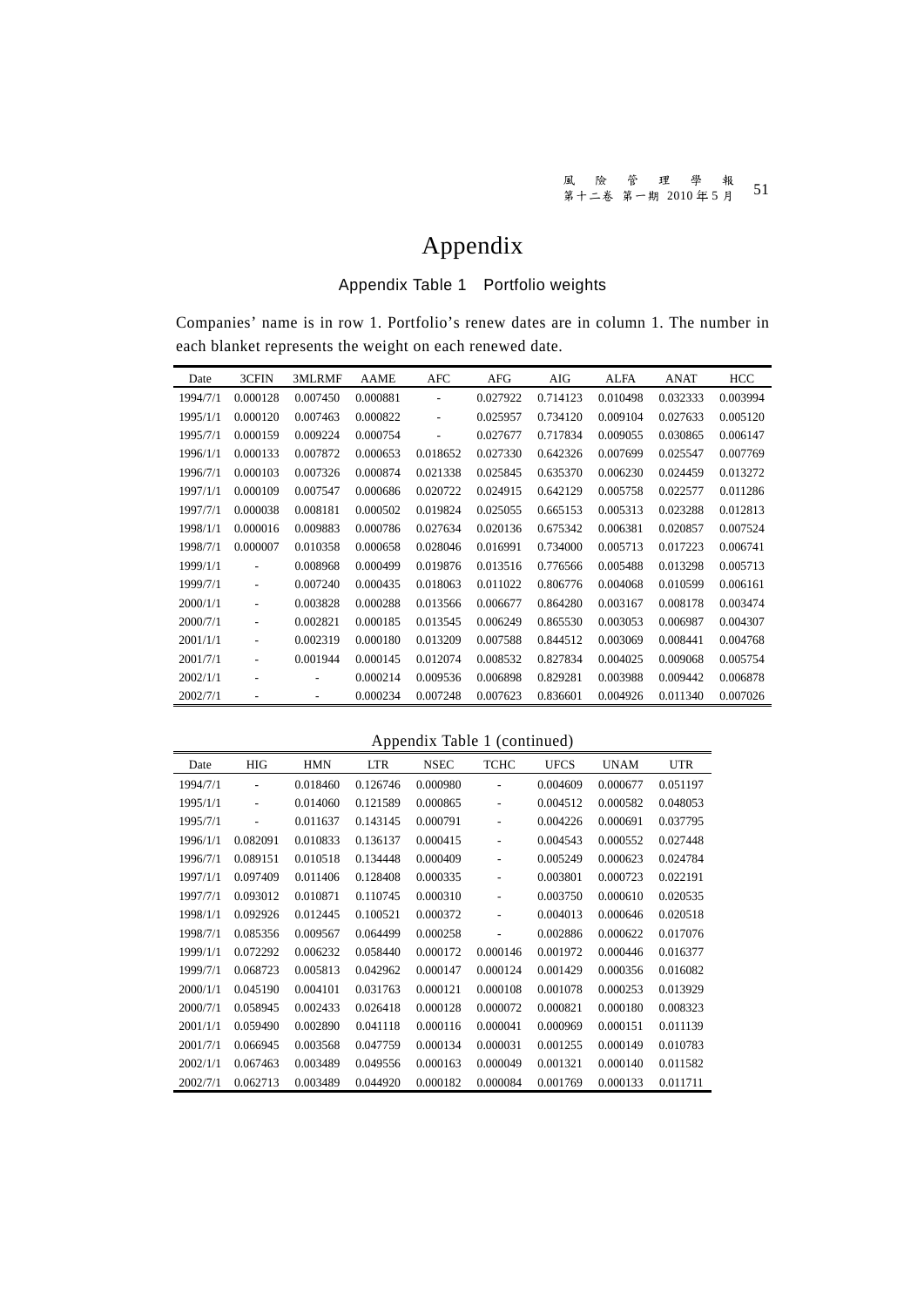# Appendix

## Appendix Table 1 Portfolio weights

Companies' name is in row 1. Portfolio's renew dates are in column 1. The number in each blanket represents the weight on each renewed date.

| Date | 3CFIN | 3MLRMF | AAME | AFC | AFG | AIG | ALFA | ANAT | HCC |
|---|---|---|---|---|---|---|---|---|---|
| 1994/7/1 | 0.000128 | 0.007450 | 0.000881 | - | 0.027922 | 0.714123 | 0.010498 | 0.032333 | 0.003994 |
| 1995/1/1 | 0.000120 | 0.007463 | 0.000822 | - | 0.025957 | 0.734120 | 0.009104 | 0.027633 | 0.005120 |
| 1995/7/1 | 0.000159 | 0.009224 | 0.000754 | - | 0.027677 | 0.717834 | 0.009055 | 0.030865 | 0.006147 |
| 1996/1/1 | 0.000133 | 0.007872 | 0.000653 | 0.018652 | 0.027330 | 0.642326 | 0.007699 | 0.025547 | 0.007769 |
| 1996/7/1 | 0.000103 | 0.007326 | 0.000874 | 0.021338 | 0.025845 | 0.635370 | 0.006230 | 0.024459 | 0.013272 |
| 1997/1/1 | 0.000109 | 0.007547 | 0.000686 | 0.020722 | 0.024915 | 0.642129 | 0.005758 | 0.022577 | 0.011286 |
| 1997/7/1 | 0.000038 | 0.008181 | 0.000502 | 0.019824 | 0.025055 | 0.665153 | 0.005313 | 0.023288 | 0.012813 |
| 1998/1/1 | 0.000016 | 0.009883 | 0.000786 | 0.027634 | 0.020136 | 0.675342 | 0.006381 | 0.020857 | 0.007524 |
| 1998/7/1 | 0.000007 | 0.010358 | 0.000658 | 0.028046 | 0.016991 | 0.734000 | 0.005713 | 0.017223 | 0.006741 |
| 1999/1/1 | - | 0.008968 | 0.000499 | 0.019876 | 0.013516 | 0.776566 | 0.005488 | 0.013298 | 0.005713 |
| 1999/7/1 | - | 0.007240 | 0.000435 | 0.018063 | 0.011022 | 0.806776 | 0.004068 | 0.010599 | 0.006161 |
| 2000/1/1 | - | 0.003828 | 0.000288 | 0.013566 | 0.006677 | 0.864280 | 0.003167 | 0.008178 | 0.003474 |
| 2000/7/1 | - | 0.002821 | 0.000185 | 0.013545 | 0.006249 | 0.865530 | 0.003053 | 0.006987 | 0.004307 |
| 2001/1/1 | - | 0.002319 | 0.000180 | 0.013209 | 0.007588 | 0.844512 | 0.003069 | 0.008441 | 0.004768 |
| 2001/7/1 | - | 0.001944 | 0.000145 | 0.012074 | 0.008532 | 0.827834 | 0.004025 | 0.009068 | 0.005754 |
| 2002/1/1 | - | - | 0.000214 | 0.009536 | 0.006898 | 0.829281 | 0.003988 | 0.009442 | 0.006878 |
| 2002/7/1 | - | - | 0.000234 | 0.007248 | 0.007623 | 0.836601 | 0.004926 | 0.011340 | 0.007026 |

Appendix Table 1 (continued)

| Date | HIG | HMN | LTR | NSEC | TCHC | UFCS | UNAM | UTR |
|---|---|---|---|---|---|---|---|---|
| 1994/7/1 | - | 0.018460 | 0.126746 | 0.000980 | - | 0.004609 | 0.000677 | 0.051197 |
| 1995/1/1 | - | 0.014060 | 0.121589 | 0.000865 | - | 0.004512 | 0.000582 | 0.048053 |
| 1995/7/1 | - | 0.011637 | 0.143145 | 0.000791 | - | 0.004226 | 0.000691 | 0.037795 |
| 1996/1/1 | 0.082091 | 0.010833 | 0.136137 | 0.000415 | - | 0.004543 | 0.000552 | 0.027448 |
| 1996/7/1 | 0.089151 | 0.010518 | 0.134448 | 0.000409 | - | 0.005249 | 0.000623 | 0.024784 |
| 1997/1/1 | 0.097409 | 0.011406 | 0.128408 | 0.000335 | - | 0.003801 | 0.000723 | 0.022191 |
| 1997/7/1 | 0.093012 | 0.010871 | 0.110745 | 0.000310 | - | 0.003750 | 0.000610 | 0.020535 |
| 1998/1/1 | 0.092926 | 0.012445 | 0.100521 | 0.000372 | - | 0.004013 | 0.000646 | 0.020518 |
| 1998/7/1 | 0.085356 | 0.009567 | 0.064499 | 0.000258 | - | 0.002886 | 0.000622 | 0.017076 |
| 1999/1/1 | 0.072292 | 0.006232 | 0.058440 | 0.000172 | 0.000146 | 0.001972 | 0.000446 | 0.016377 |
| 1999/7/1 | 0.068723 | 0.005813 | 0.042962 | 0.000147 | 0.000124 | 0.001429 | 0.000356 | 0.016082 |
| 2000/1/1 | 0.045190 | 0.004101 | 0.031763 | 0.000121 | 0.000108 | 0.001078 | 0.000253 | 0.013929 |
| 2000/7/1 | 0.058945 | 0.002433 | 0.026418 | 0.000128 | 0.000072 | 0.000821 | 0.000180 | 0.008323 |
| 2001/1/1 | 0.059490 | 0.002890 | 0.041118 | 0.000116 | 0.000041 | 0.000969 | 0.000151 | 0.011139 |
| 2001/7/1 | 0.066945 | 0.003568 | 0.047759 | 0.000134 | 0.000031 | 0.001255 | 0.000149 | 0.010783 |
| 2002/1/1 | 0.067463 | 0.003489 | 0.049556 | 0.000163 | 0.000049 | 0.001321 | 0.000140 | 0.011582 |
| 2002/7/1 | 0.062713 | 0.003489 | 0.044920 | 0.000182 | 0.000084 | 0.001769 | 0.000133 | 0.011711 |